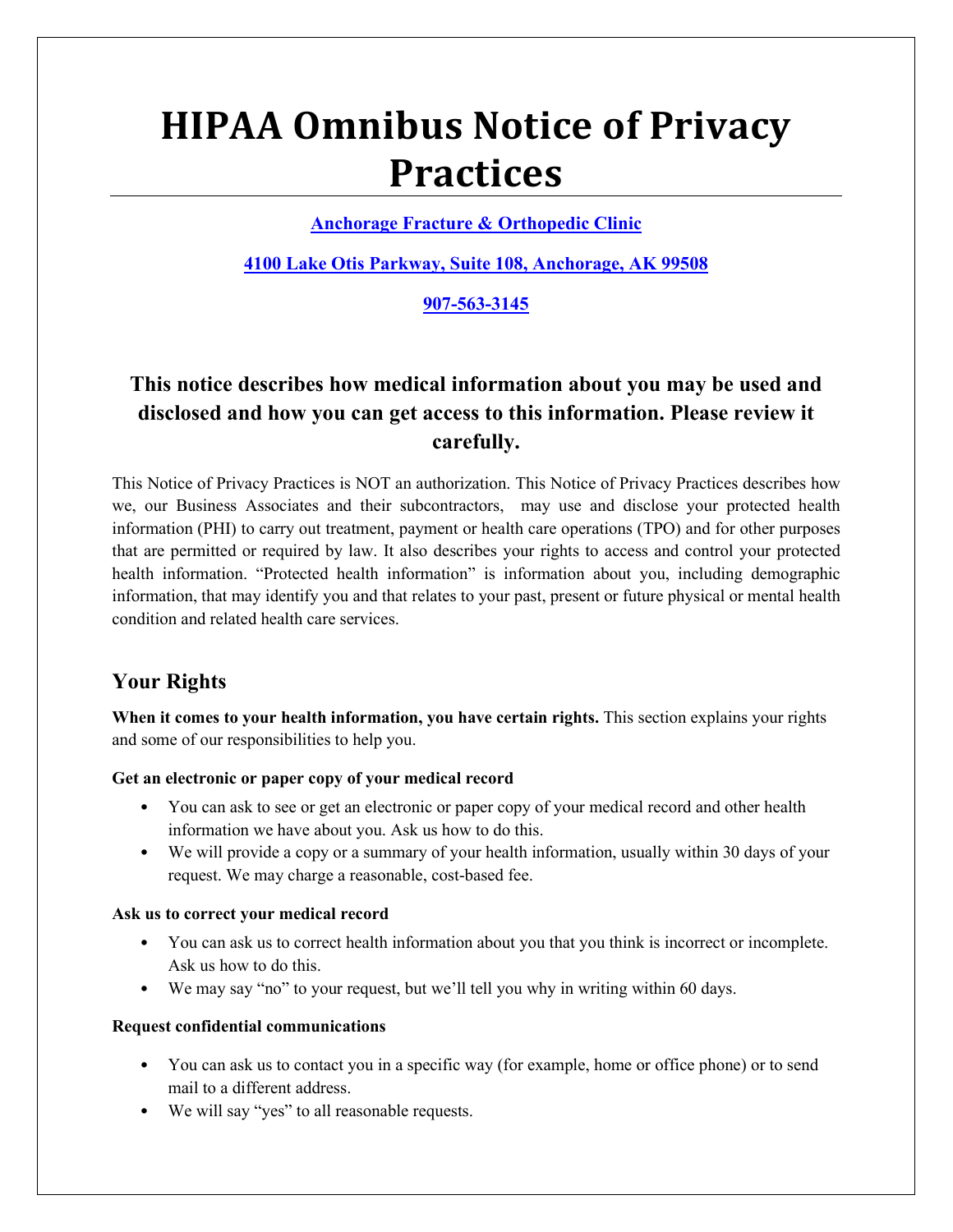# HIPAA Omnibus Notice of Privacy Practices

**Anchorage Fracture & Orthopedic Clinic**

**4100 Lake Otis Parkway, Suite 108, Anchorage, AK 99508**

**907-563-3145**

## This notice describes how medical information about you may be used and disclosed and how you can get access to this information. Please review it carefully.

This Notice of Privacy Practices is NOT an authorization. This Notice of Privacy Practices describes how we, our Business Associates and their subcontractors, may use and disclose your protected health information (PHI) to carry out treatment, payment or health care operations (TPO) and for other purposes that are permitted or required by law. It also describes your rights to access and control your protected health information. "Protected health information" is information about you, including demographic information, that may identify you and that relates to your past, present or future physical or mental health condition and related health care services.

## Your Rights

**When it comes to your health information, you have certain rights.** This section explains your rights and some of our responsibilities to help you.

#### Get an electronic or paper copy of your medical record

- You can ask to see or get an electronic or paper copy of your medical record and other health information we have about you. Ask us how to do this.
- We will provide a copy or a summary of your health information, usually within 30 days of your request. We may charge a reasonable, cost-based fee.

#### Ask us to correct your medical record

- You can ask us to correct health information about you that you think is incorrect or incomplete. Ask us how to do this.
- We may say "no" to your request, but we'll tell you why in writing within 60 days.

#### Request confidential communications

- You can ask us to contact you in a specific way (for example, home or office phone) or to send mail to a different address.
- We will say "yes" to all reasonable requests.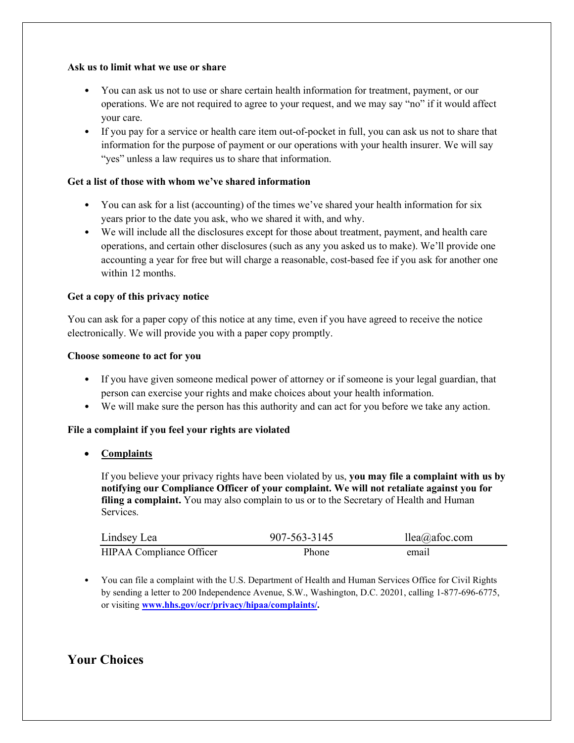**Ask us to limit what we use or share**

- You can ask us not to use or share certain health information for treatment, payment, or our operations. We are not required to agree to your request, and we may say "no" if it would affect your care.
- If you pay for a service or health care item out-of-pocket in full, you can ask us not to share that information for the purpose of payment or our operations with your health insurer. We will say "yes" unless a law requires us to share that information.

**Get a list of those with whom we've shared information**

- You can ask for a list (accounting) of the times we've shared your health information for six years prior to the date you ask, who we shared it with, and why.
- We will include all the disclosures except for those about treatment, payment, and health care operations, and certain other disclosures (such as any you asked us to make). We'll provide one accounting a year for free but will charge a reasonable, cost-based fee if you ask for another one within 12 months.

**Get a copy of this privacy notice**

You can ask for a paper copy of this notice at any time, even if you have agreed to receive the notice electronically. We will provide you with a paper copy promptly.

**Choose someone to act for you**

- If you have given someone medical power of attorney or if someone is your legal guardian, that person can exercise your rights and make choices about your health information.
- We will make sure the person has this authority and can act for you before we take any action.

**File a complaint if you feel your rights are violated**

- **Complaints**

  If you believe your privacy rights have been violated by us, **you may file a complaint with us by notifying our Compliance Officer of your complaint. We will not retaliate against you for filing a complaint.** You may also complain to us or to the Secretary of Health and Human Services.

| | | |
|---|---|---|
| Lindsey Lea | 907-563-3145 | llea@afoc.com |
| HIPAA Compliance Officer | Phone | email |

- You can file a complaint with the U.S. Department of Health and Human Services Office for Civil Rights by sending a letter to 200 Independence Avenue, S.W., Washington, D.C. 20201, calling 1-877-696-6775, or visiting **www.hhs.gov/ocr/privacy/hipaa/complaints/.**

## Your Choices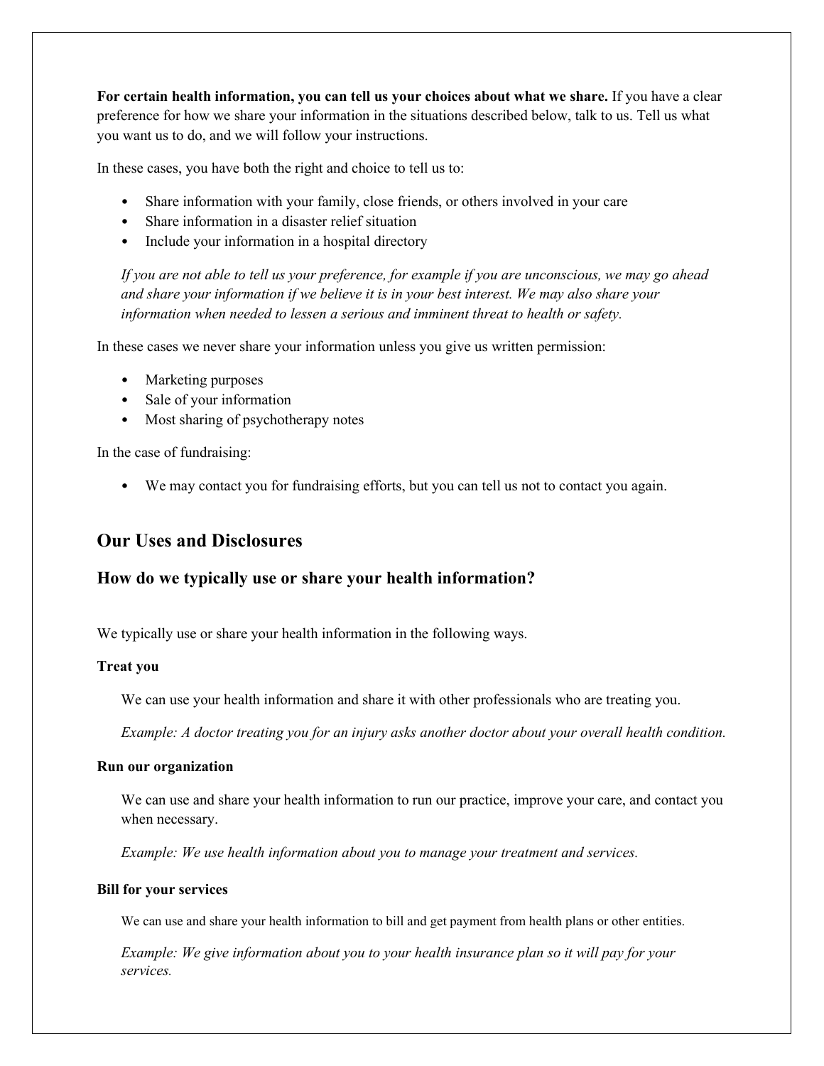**For certain health information, you can tell us your choices about what we share.** If you have a clear preference for how we share your information in the situations described below, talk to us. Tell us what you want us to do, and we will follow your instructions.

In these cases, you have both the right and choice to tell us to:

- Share information with your family, close friends, or others involved in your care
- Share information in a disaster relief situation
- Include your information in a hospital directory

*If you are not able to tell us your preference, for example if you are unconscious, we may go ahead and share your information if we believe it is in your best interest. We may also share your information when needed to lessen a serious and imminent threat to health or safety.*

In these cases we never share your information unless you give us written permission:

- Marketing purposes
- Sale of your information
- Most sharing of psychotherapy notes

In the case of fundraising:

- We may contact you for fundraising efforts, but you can tell us not to contact you again.

## Our Uses and Disclosures

## How do we typically use or share your health information?

We typically use or share your health information in the following ways.

**Treat you**

We can use your health information and share it with other professionals who are treating you.

*Example: A doctor treating you for an injury asks another doctor about your overall health condition.*

**Run our organization**

We can use and share your health information to run our practice, improve your care, and contact you when necessary.

*Example: We use health information about you to manage your treatment and services.*

**Bill for your services**

We can use and share your health information to bill and get payment from health plans or other entities.

*Example: We give information about you to your health insurance plan so it will pay for your services.*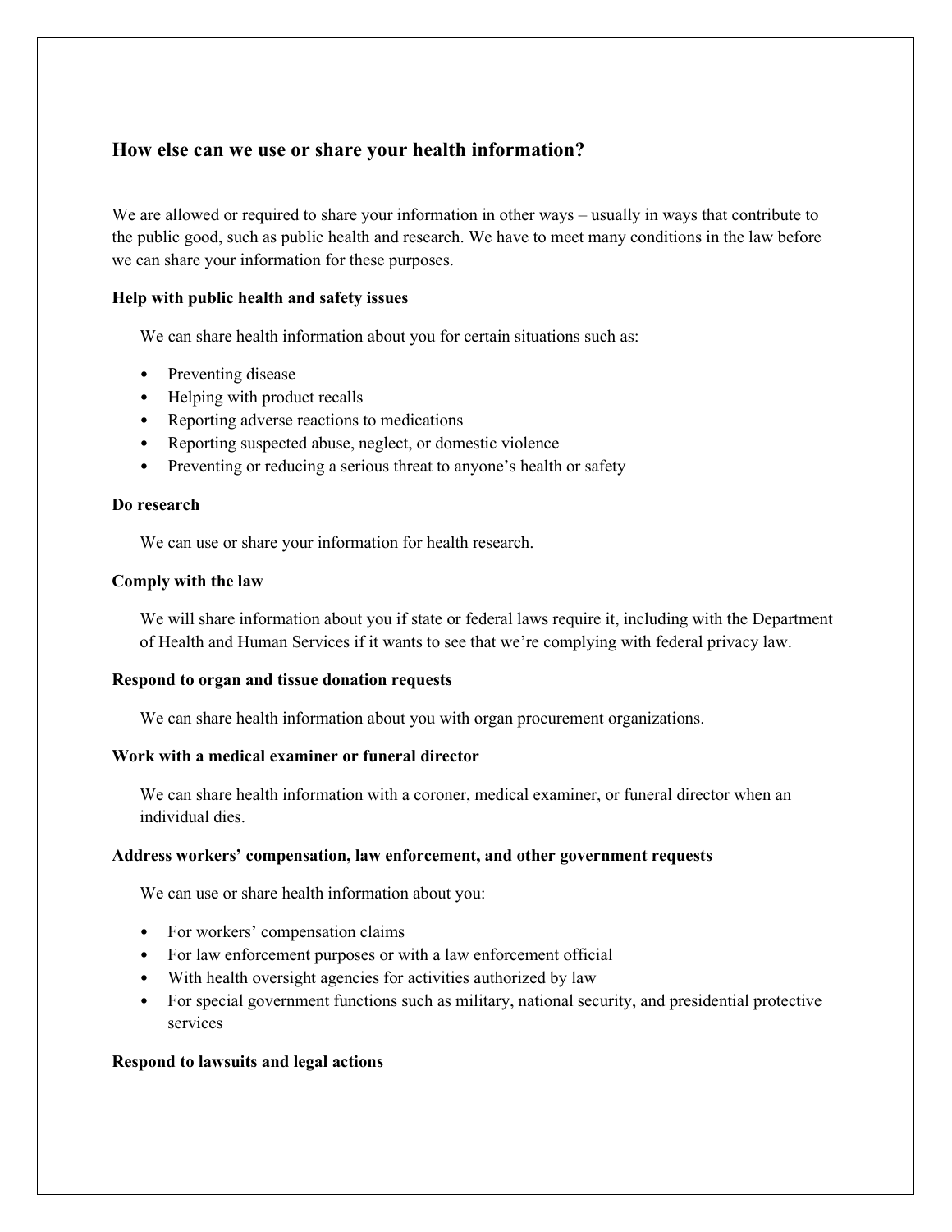## How else can we use or share your health information?

We are allowed or required to share your information in other ways – usually in ways that contribute to the public good, such as public health and research. We have to meet many conditions in the law before we can share your information for these purposes.

**Help with public health and safety issues**

We can share health information about you for certain situations such as:

- Preventing disease
- Helping with product recalls
- Reporting adverse reactions to medications
- Reporting suspected abuse, neglect, or domestic violence
- Preventing or reducing a serious threat to anyone's health or safety

**Do research**

We can use or share your information for health research.

**Comply with the law**

We will share information about you if state or federal laws require it, including with the Department of Health and Human Services if it wants to see that we're complying with federal privacy law.

**Respond to organ and tissue donation requests**

We can share health information about you with organ procurement organizations.

**Work with a medical examiner or funeral director**

We can share health information with a coroner, medical examiner, or funeral director when an individual dies.

**Address workers' compensation, law enforcement, and other government requests**

We can use or share health information about you:

- For workers' compensation claims
- For law enforcement purposes or with a law enforcement official
- With health oversight agencies for activities authorized by law
- For special government functions such as military, national security, and presidential protective services

**Respond to lawsuits and legal actions**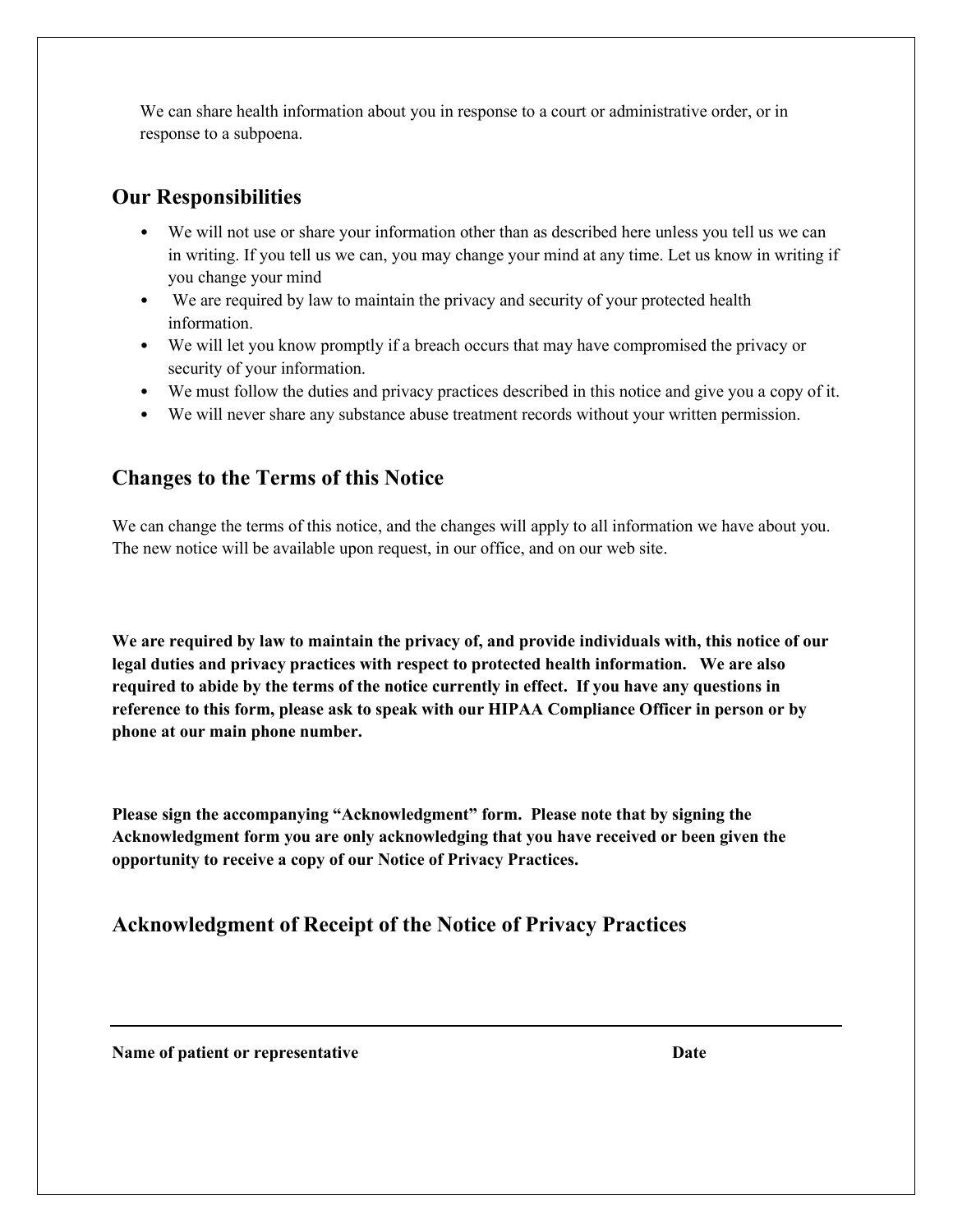We can share health information about you in response to a court or administrative order, or in response to a subpoena.

## Our Responsibilities

- We will not use or share your information other than as described here unless you tell us we can in writing. If you tell us we can, you may change your mind at any time. Let us know in writing if you change your mind
- We are required by law to maintain the privacy and security of your protected health information.
- We will let you know promptly if a breach occurs that may have compromised the privacy or security of your information.
- We must follow the duties and privacy practices described in this notice and give you a copy of it.
- We will never share any substance abuse treatment records without your written permission.

## Changes to the Terms of this Notice

We can change the terms of this notice, and the changes will apply to all information we have about you. The new notice will be available upon request, in our office, and on our web site.

**We are required by law to maintain the privacy of, and provide individuals with, this notice of our legal duties and privacy practices with respect to protected health information. We are also required to abide by the terms of the notice currently in effect. If you have any questions in reference to this form, please ask to speak with our HIPAA Compliance Officer in person or by phone at our main phone number.**

**Please sign the accompanying "Acknowledgment" form. Please note that by signing the Acknowledgment form you are only acknowledging that you have received or been given the opportunity to receive a copy of our Notice of Privacy Practices.**

## Acknowledgment of Receipt of the Notice of Privacy Practices

______________________________________________________________________

**Name of patient or representative** **Date**